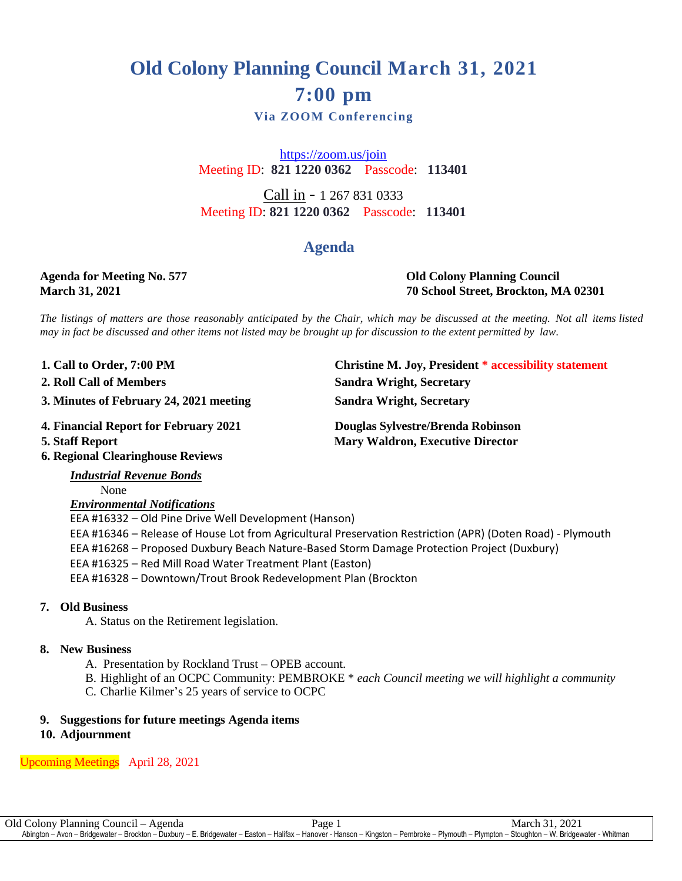# Old Colony Planning Council March 31, 2021

# 7:00 pm

**Via ZOOM Conferencing**

https://zoom.us/join
Meeting ID: **821 1220 0362** Passcode: **113401**

Call in - 1 267 831 0333
Meeting ID: **821 1220 0362** Passcode: **113401**

## Agenda

**Agenda for Meeting No. 577**
**March 31, 2021**

**Old Colony Planning Council**
**70 School Street, Brockton, MA 02301**

*The listings of matters are those reasonably anticipated by the Chair, which may be discussed at the meeting. Not all items listed may in fact be discussed and other items not listed may be brought up for discussion to the extent permitted by law.*

1. **Call to Order, 7:00 PM** — **Christine M. Joy, President * accessibility statement**
2. **Roll Call of Members** — **Sandra Wright, Secretary**
3. **Minutes of February 24, 2021 meeting** — **Sandra Wright, Secretary**
4. **Financial Report for February 2021** — **Douglas Sylvestre/Brenda Robinson**
5. **Staff Report** — **Mary Waldron, Executive Director**
6. **Regional Clearinghouse Reviews**

   ***Industrial Revenue Bonds***

   None

   ***Environmental Notifications***

   EEA #16332 – Old Pine Drive Well Development (Hanson)
   EEA #16346 – Release of House Lot from Agricultural Preservation Restriction (APR) (Doten Road) - Plymouth
   EEA #16268 – Proposed Duxbury Beach Nature-Based Storm Damage Protection Project (Duxbury)
   EEA #16325 – Red Mill Road Water Treatment Plant (Easton)
   EEA #16328 – Downtown/Trout Brook Redevelopment Plan (Brockton

7. **Old Business**

   A. Status on the Retirement legislation.

8. **New Business**

   A. Presentation by Rockland Trust – OPEB account.
   B. Highlight of an OCPC Community: PEMBROKE * *each Council meeting we will highlight a community*
   C. Charlie Kilmer's 25 years of service to OCPC

9. **Suggestions for future meetings Agenda items**
10. **Adjournment**

Upcoming Meetings April 28, 2021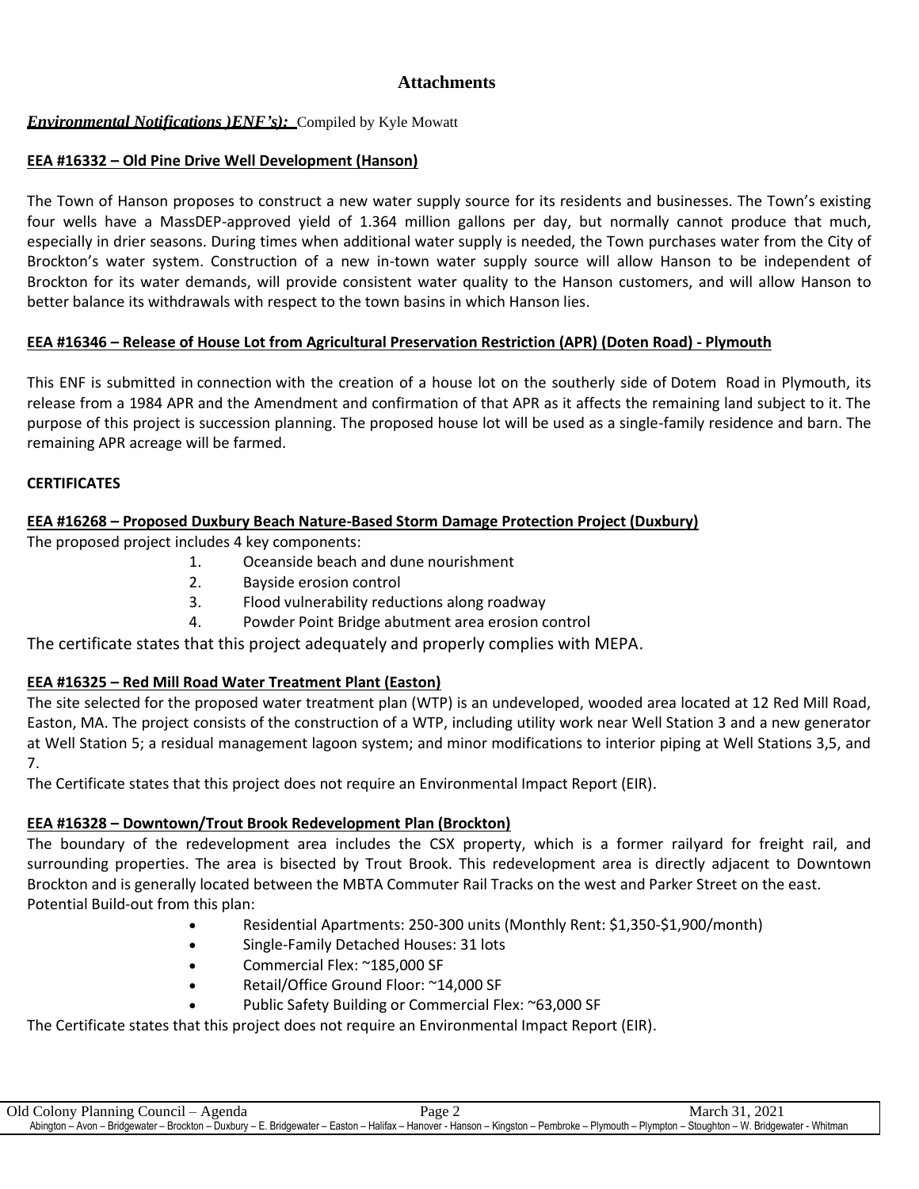# Attachments

***Environmental Notifications )ENF's):*** Compiled by Kyle Mowatt

**EEA #16332 – Old Pine Drive Well Development (Hanson)**

The Town of Hanson proposes to construct a new water supply source for its residents and businesses. The Town's existing four wells have a MassDEP-approved yield of 1.364 million gallons per day, but normally cannot produce that much, especially in drier seasons. During times when additional water supply is needed, the Town purchases water from the City of Brockton's water system. Construction of a new in-town water supply source will allow Hanson to be independent of Brockton for its water demands, will provide consistent water quality to the Hanson customers, and will allow Hanson to better balance its withdrawals with respect to the town basins in which Hanson lies.

**EEA #16346 – Release of House Lot from Agricultural Preservation Restriction (APR) (Doten Road) - Plymouth**

This ENF is submitted in connection with the creation of a house lot on the southerly side of Dotem Road in Plymouth, its release from a 1984 APR and the Amendment and confirmation of that APR as it affects the remaining land subject to it. The purpose of this project is succession planning. The proposed house lot will be used as a single-family residence and barn. The remaining APR acreage will be farmed.

**CERTIFICATES**

**EEA #16268 – Proposed Duxbury Beach Nature-Based Storm Damage Protection Project (Duxbury)**

The proposed project includes 4 key components:

1. Oceanside beach and dune nourishment
2. Bayside erosion control
3. Flood vulnerability reductions along roadway
4. Powder Point Bridge abutment area erosion control

The certificate states that this project adequately and properly complies with MEPA.

**EEA #16325 – Red Mill Road Water Treatment Plant (Easton)**

The site selected for the proposed water treatment plan (WTP) is an undeveloped, wooded area located at 12 Red Mill Road, Easton, MA. The project consists of the construction of a WTP, including utility work near Well Station 3 and a new generator at Well Station 5; a residual management lagoon system; and minor modifications to interior piping at Well Stations 3,5, and 7.

The Certificate states that this project does not require an Environmental Impact Report (EIR).

**EEA #16328 – Downtown/Trout Brook Redevelopment Plan (Brockton)**

The boundary of the redevelopment area includes the CSX property, which is a former railyard for freight rail, and surrounding properties. The area is bisected by Trout Brook. This redevelopment area is directly adjacent to Downtown Brockton and is generally located between the MBTA Commuter Rail Tracks on the west and Parker Street on the east.

Potential Build-out from this plan:

- Residential Apartments: 250-300 units (Monthly Rent: $1,350-$1,900/month)
- Single-Family Detached Houses: 31 lots
- Commercial Flex: ~185,000 SF
- Retail/Office Ground Floor: ~14,000 SF
- Public Safety Building or Commercial Flex: ~63,000 SF

The Certificate states that this project does not require an Environmental Impact Report (EIR).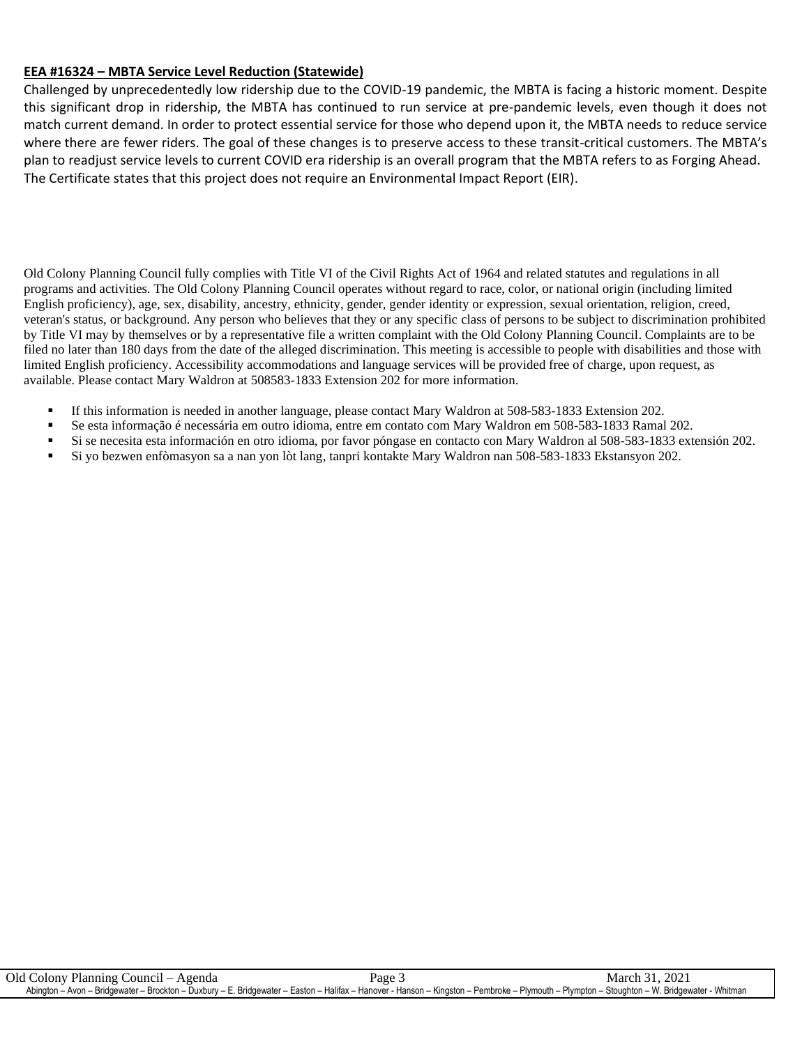**EEA #16324 – MBTA Service Level Reduction (Statewide)**

Challenged by unprecedentedly low ridership due to the COVID-19 pandemic, the MBTA is facing a historic moment. Despite this significant drop in ridership, the MBTA has continued to run service at pre-pandemic levels, even though it does not match current demand. In order to protect essential service for those who depend upon it, the MBTA needs to reduce service where there are fewer riders. The goal of these changes is to preserve access to these transit-critical customers. The MBTA's plan to readjust service levels to current COVID era ridership is an overall program that the MBTA refers to as Forging Ahead. The Certificate states that this project does not require an Environmental Impact Report (EIR).

Old Colony Planning Council fully complies with Title VI of the Civil Rights Act of 1964 and related statutes and regulations in all programs and activities. The Old Colony Planning Council operates without regard to race, color, or national origin (including limited English proficiency), age, sex, disability, ancestry, ethnicity, gender, gender identity or expression, sexual orientation, religion, creed, veteran's status, or background. Any person who believes that they or any specific class of persons to be subject to discrimination prohibited by Title VI may by themselves or by a representative file a written complaint with the Old Colony Planning Council. Complaints are to be filed no later than 180 days from the date of the alleged discrimination. This meeting is accessible to people with disabilities and those with limited English proficiency. Accessibility accommodations and language services will be provided free of charge, upon request, as available. Please contact Mary Waldron at 508583-1833 Extension 202 for more information.

- If this information is needed in another language, please contact Mary Waldron at 508-583-1833 Extension 202.
- Se esta informação é necessária em outro idioma, entre em contato com Mary Waldron em 508-583-1833 Ramal 202.
- Si se necesita esta información en otro idioma, por favor póngase en contacto con Mary Waldron al 508-583-1833 extensión 202.
- Si yo bezwen enfòmasyon sa a nan yon lòt lang, tanpri kontakte Mary Waldron nan 508-583-1833 Ekstansyon 202.